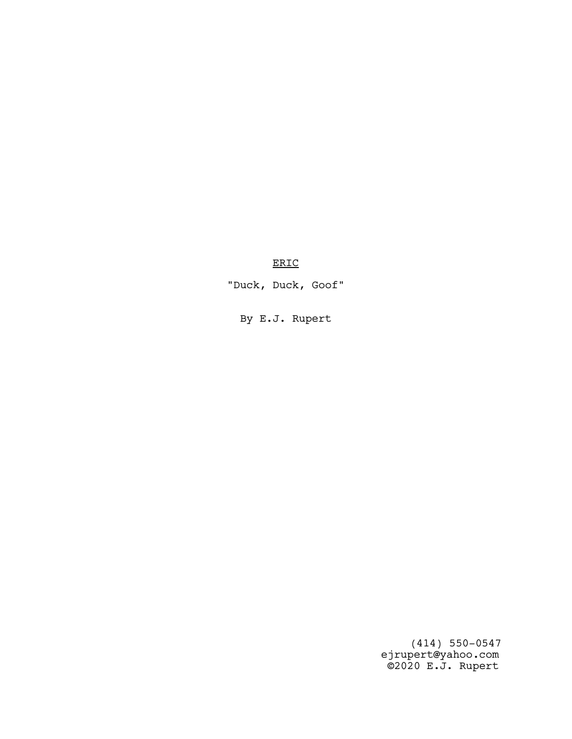<u>ERIC</u>

"Duck, Duck, Goof"

By E.J. Rupert

(414) 550-0547
ejrupert@yahoo.com
©2020 E.J. Rupert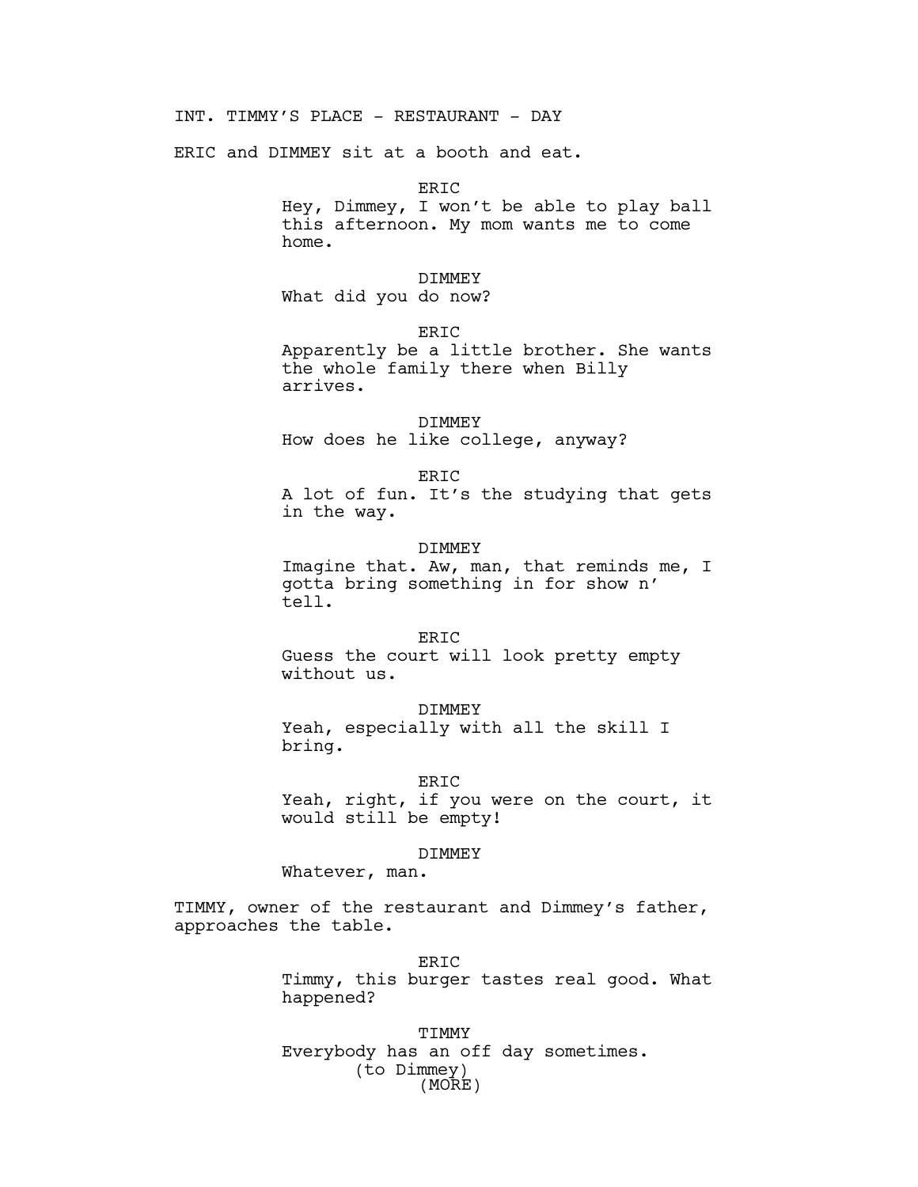INT. TIMMY'S PLACE - RESTAURANT - DAY

ERIC and DIMMEY sit at a booth and eat.

ERIC
Hey, Dimmey, I won't be able to play ball this afternoon. My mom wants me to come home.

DIMMEY
What did you do now?

ERIC
Apparently be a little brother. She wants the whole family there when Billy arrives.

DIMMEY
How does he like college, anyway?

ERIC
A lot of fun. It's the studying that gets in the way.

DIMMEY
Imagine that. Aw, man, that reminds me, I gotta bring something in for show n' tell.

ERIC
Guess the court will look pretty empty without us.

DIMMEY
Yeah, especially with all the skill I bring.

ERIC
Yeah, right, if you were on the court, it would still be empty!

DIMMEY
Whatever, man.

TIMMY, owner of the restaurant and Dimmey's father, approaches the table.

ERIC
Timmy, this burger tastes real good. What happened?

TIMMY
Everybody has an off day sometimes.
(to Dimmey)
(MORE)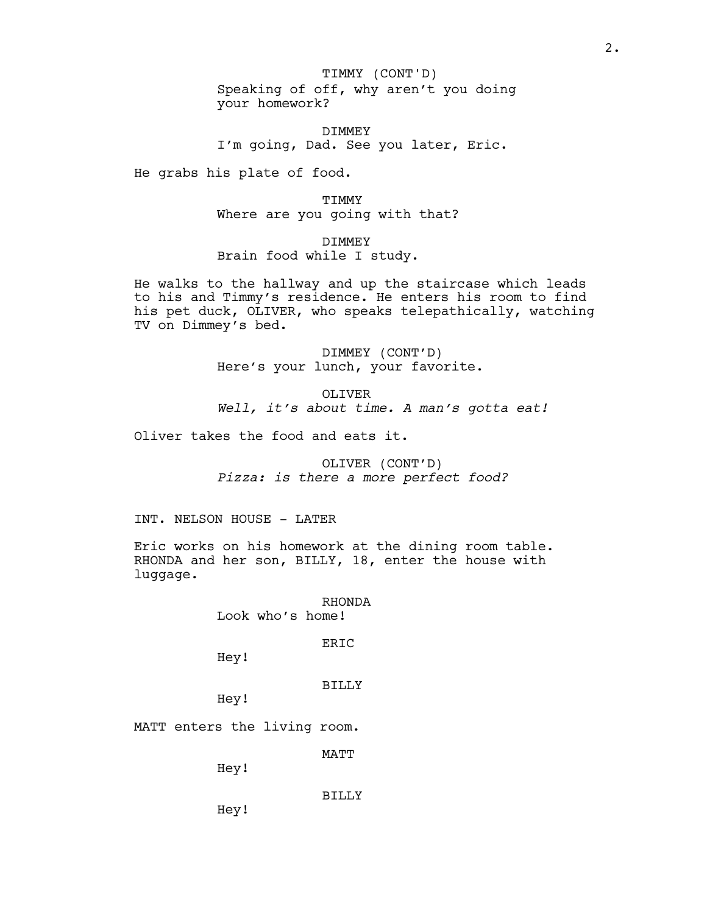TIMMY (CONT'D)
Speaking of off, why aren't you doing your homework?

DIMMEY
I'm going, Dad. See you later, Eric.

He grabs his plate of food.

TIMMY
Where are you going with that?

DIMMEY
Brain food while I study.

He walks to the hallway and up the staircase which leads to his and Timmy's residence. He enters his room to find his pet duck, OLIVER, who speaks telepathically, watching TV on Dimmey's bed.

DIMMEY (CONT'D)
Here's your lunch, your favorite.

OLIVER
*Well, it's about time. A man's gotta eat!*

Oliver takes the food and eats it.

OLIVER (CONT'D)
*Pizza: is there a more perfect food?*

INT. NELSON HOUSE - LATER

Eric works on his homework at the dining room table. RHONDA and her son, BILLY, 18, enter the house with luggage.

RHONDA
Look who's home!

ERIC
Hey!

BILLY
Hey!

MATT enters the living room.

MATT
Hey!

BILLY
Hey!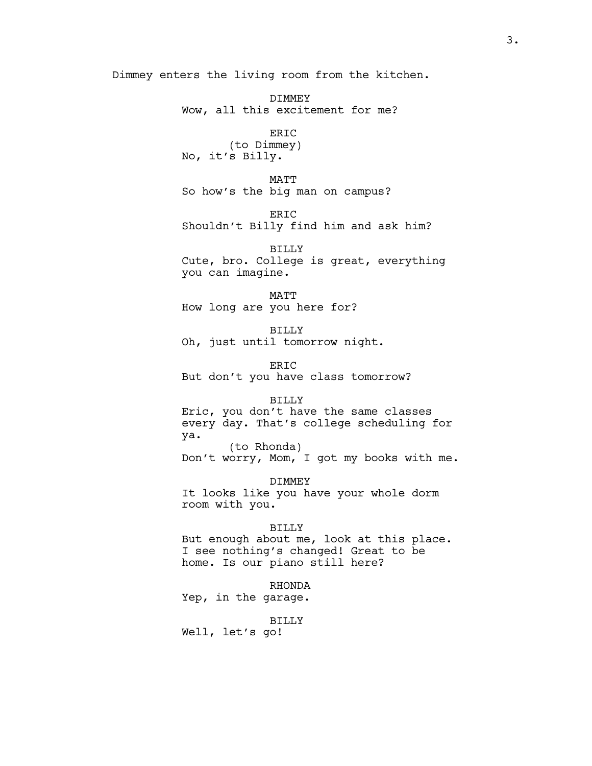Dimmey enters the living room from the kitchen.

DIMMEY
Wow, all this excitement for me?

ERIC
(to Dimmey)
No, it's Billy.

MATT
So how's the big man on campus?

ERIC
Shouldn't Billy find him and ask him?

BILLY
Cute, bro. College is great, everything you can imagine.

MATT
How long are you here for?

BILLY
Oh, just until tomorrow night.

ERIC
But don't you have class tomorrow?

BILLY
Eric, you don't have the same classes every day. That's college scheduling for ya.
(to Rhonda)
Don't worry, Mom, I got my books with me.

DIMMEY
It looks like you have your whole dorm room with you.

BILLY
But enough about me, look at this place. I see nothing's changed! Great to be home. Is our piano still here?

RHONDA
Yep, in the garage.

BILLY
Well, let's go!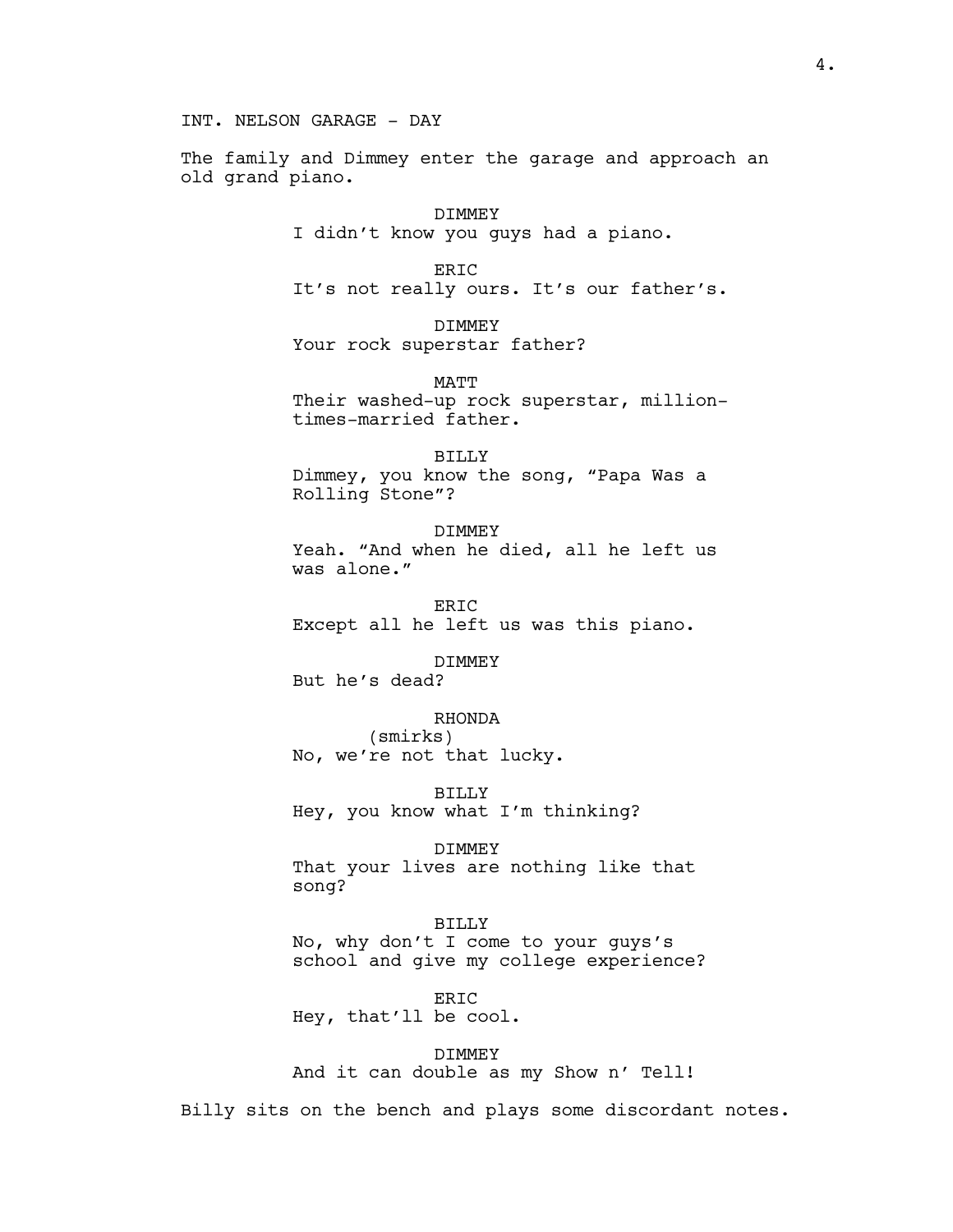INT. NELSON GARAGE - DAY

The family and Dimmey enter the garage and approach an old grand piano.

DIMMEY
I didn't know you guys had a piano.

ERIC
It's not really ours. It's our father's.

DIMMEY
Your rock superstar father?

MATT
Their washed-up rock superstar, million-times-married father.

BILLY
Dimmey, you know the song, "Papa Was a Rolling Stone"?

DIMMEY
Yeah. "And when he died, all he left us was alone."

ERIC
Except all he left us was this piano.

DIMMEY
But he's dead?

RHONDA
(smirks)
No, we're not that lucky.

BILLY
Hey, you know what I'm thinking?

DIMMEY
That your lives are nothing like that song?

BILLY
No, why don't I come to your guys's school and give my college experience?

ERIC
Hey, that'll be cool.

DIMMEY
And it can double as my Show n' Tell!

Billy sits on the bench and plays some discordant notes.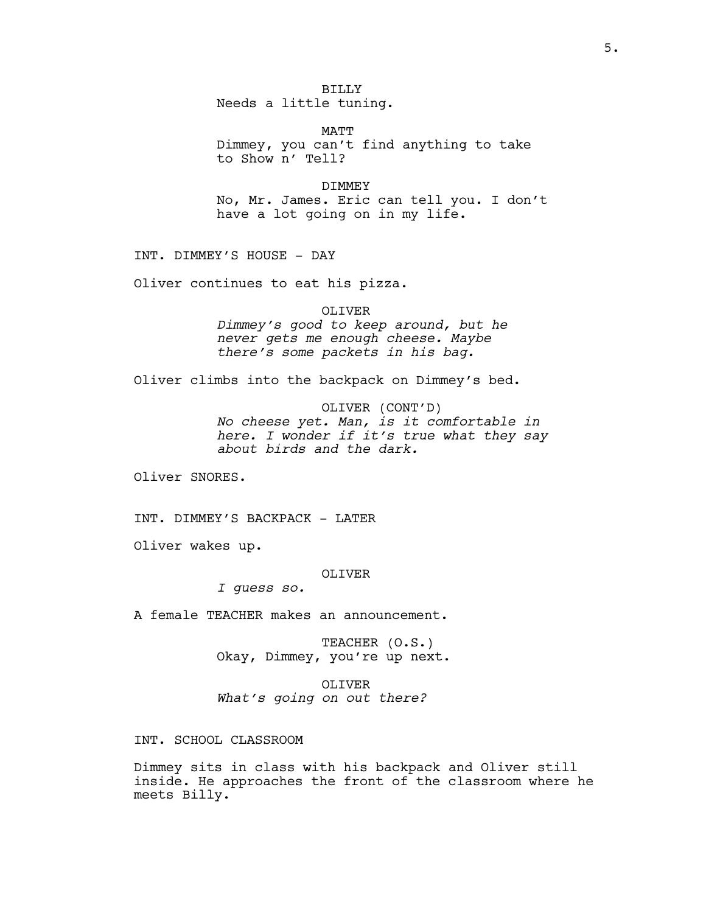BILLY
Needs a little tuning.

MATT
Dimmey, you can't find anything to take to Show n' Tell?

DIMMEY
No, Mr. James. Eric can tell you. I don't have a lot going on in my life.

INT. DIMMEY'S HOUSE - DAY

Oliver continues to eat his pizza.

OLIVER
*Dimmey's good to keep around, but he never gets me enough cheese. Maybe there's some packets in his bag.*

Oliver climbs into the backpack on Dimmey's bed.

OLIVER (CONT'D)
*No cheese yet. Man, is it comfortable in here. I wonder if it's true what they say about birds and the dark.*

Oliver SNORES.

INT. DIMMEY'S BACKPACK - LATER

Oliver wakes up.

OLIVER
*I guess so.*

A female TEACHER makes an announcement.

TEACHER (O.S.)
Okay, Dimmey, you're up next.

OLIVER
*What's going on out there?*

INT. SCHOOL CLASSROOM

Dimmey sits in class with his backpack and Oliver still inside. He approaches the front of the classroom where he meets Billy.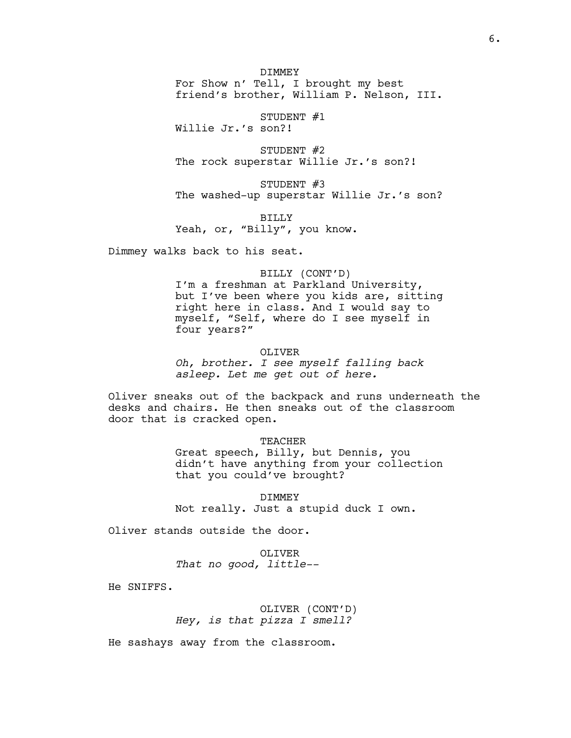DIMMEY
For Show n' Tell, I brought my best friend's brother, William P. Nelson, III.

STUDENT #1
Willie Jr.'s son?!

STUDENT #2
The rock superstar Willie Jr.'s son?!

STUDENT #3
The washed-up superstar Willie Jr.'s son?

BILLY
Yeah, or, "Billy", you know.

Dimmey walks back to his seat.

BILLY (CONT'D)
I'm a freshman at Parkland University, but I've been where you kids are, sitting right here in class. And I would say to myself, "Self, where do I see myself in four years?"

OLIVER
*Oh, brother. I see myself falling back asleep. Let me get out of here.*

Oliver sneaks out of the backpack and runs underneath the desks and chairs. He then sneaks out of the classroom door that is cracked open.

TEACHER
Great speech, Billy, but Dennis, you didn't have anything from your collection that you could've brought?

DIMMEY
Not really. Just a stupid duck I own.

Oliver stands outside the door.

OLIVER
*That no good, little--*

He SNIFFS.

OLIVER (CONT'D)
*Hey, is that pizza I smell?*

He sashays away from the classroom.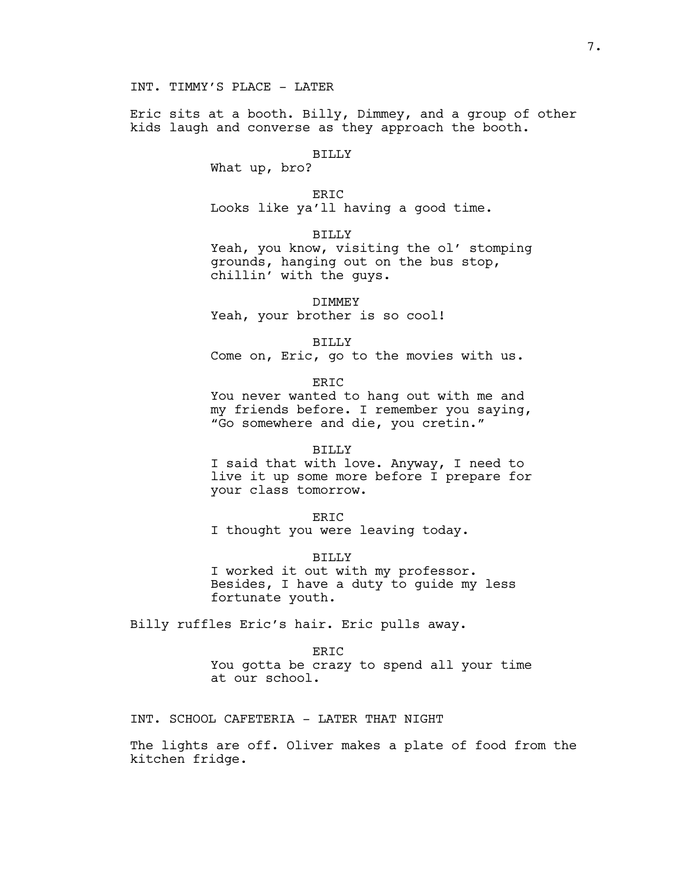INT. TIMMY'S PLACE - LATER

Eric sits at a booth. Billy, Dimmey, and a group of other kids laugh and converse as they approach the booth.

BILLY
What up, bro?

ERIC
Looks like ya'll having a good time.

BILLY
Yeah, you know, visiting the ol' stomping grounds, hanging out on the bus stop, chillin' with the guys.

DIMMEY
Yeah, your brother is so cool!

BILLY
Come on, Eric, go to the movies with us.

ERIC
You never wanted to hang out with me and my friends before. I remember you saying, "Go somewhere and die, you cretin."

BILLY
I said that with love. Anyway, I need to live it up some more before I prepare for your class tomorrow.

ERIC
I thought you were leaving today.

BILLY
I worked it out with my professor. Besides, I have a duty to guide my less fortunate youth.

Billy ruffles Eric's hair. Eric pulls away.

ERIC
You gotta be crazy to spend all your time at our school.

INT. SCHOOL CAFETERIA - LATER THAT NIGHT

The lights are off. Oliver makes a plate of food from the kitchen fridge.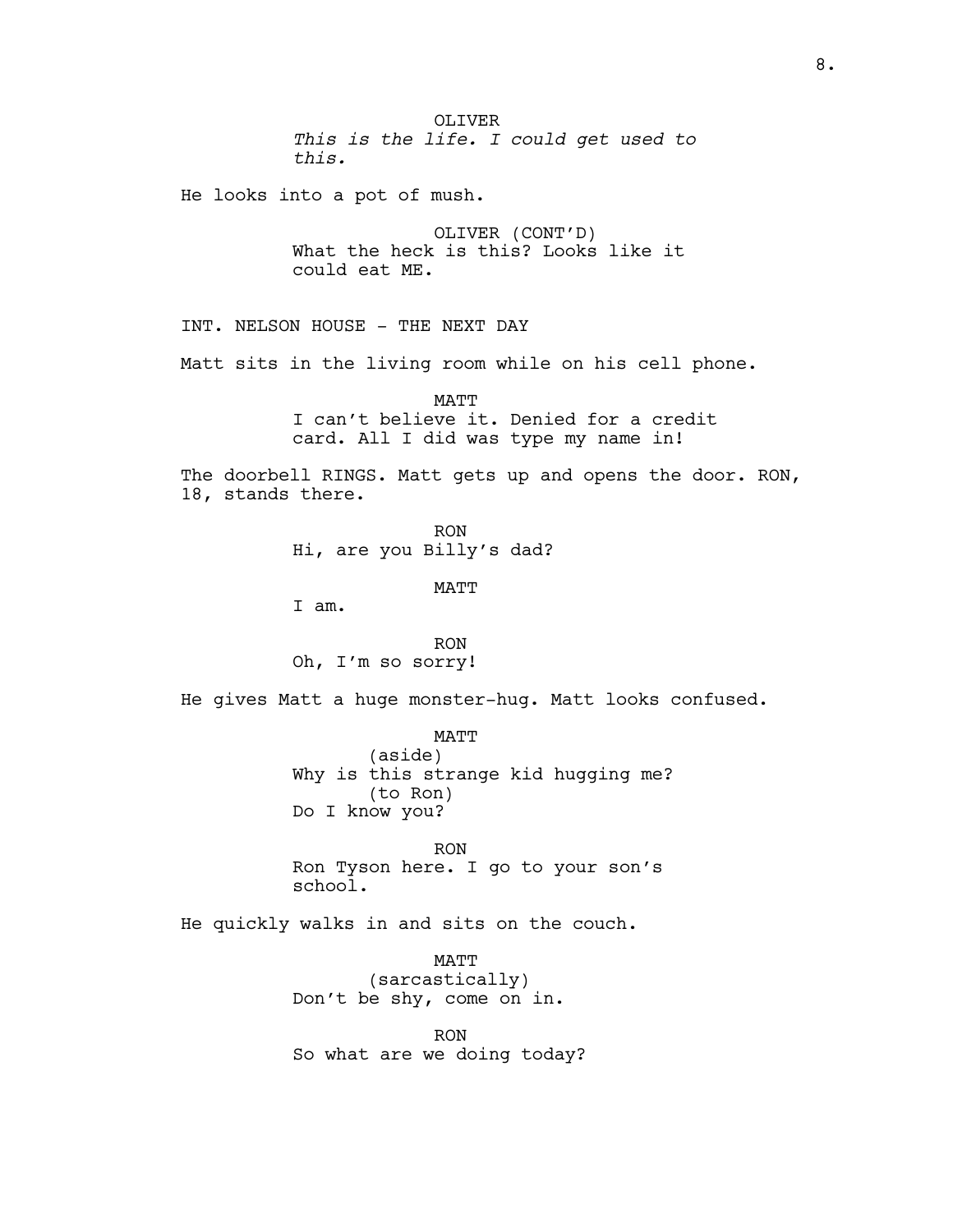OLIVER
*This is the life. I could get used to this.*

He looks into a pot of mush.

OLIVER (CONT'D)
What the heck is this? Looks like it could eat ME.

INT. NELSON HOUSE - THE NEXT DAY

Matt sits in the living room while on his cell phone.

MATT
I can't believe it. Denied for a credit card. All I did was type my name in!

The doorbell RINGS. Matt gets up and opens the door. RON, 18, stands there.

RON
Hi, are you Billy's dad?

MATT
I am.

RON
Oh, I'm so sorry!

He gives Matt a huge monster-hug. Matt looks confused.

MATT
(aside)
Why is this strange kid hugging me?
(to Ron)
Do I know you?

RON
Ron Tyson here. I go to your son's school.

He quickly walks in and sits on the couch.

MATT
(sarcastically)
Don't be shy, come on in.

RON
So what are we doing today?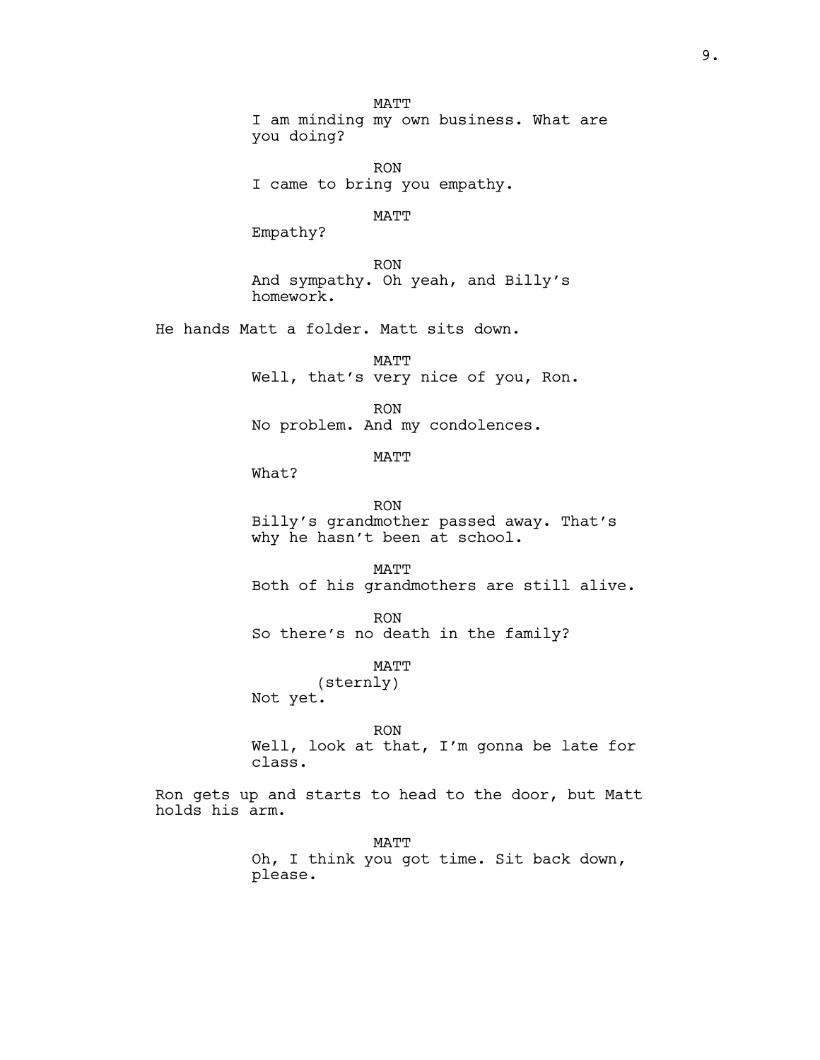MATT
I am minding my own business. What are you doing?

RON
I came to bring you empathy.

MATT
Empathy?

RON
And sympathy. Oh yeah, and Billy's homework.

He hands Matt a folder. Matt sits down.

MATT
Well, that's very nice of you, Ron.

RON
No problem. And my condolences.

MATT
What?

RON
Billy's grandmother passed away. That's why he hasn't been at school.

MATT
Both of his grandmothers are still alive.

RON
So there's no death in the family?

MATT
(sternly)
Not yet.

RON
Well, look at that, I'm gonna be late for class.

Ron gets up and starts to head to the door, but Matt holds his arm.

MATT
Oh, I think you got time. Sit back down, please.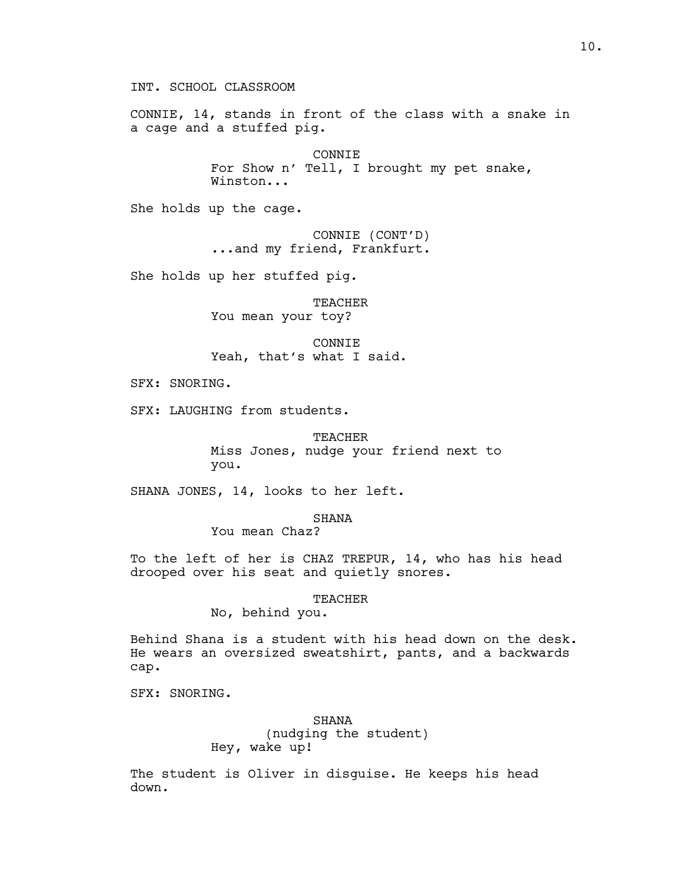INT. SCHOOL CLASSROOM

CONNIE, 14, stands in front of the class with a snake in a cage and a stuffed pig.

CONNIE
For Show n' Tell, I brought my pet snake, Winston...

She holds up the cage.

CONNIE (CONT'D)
...and my friend, Frankfurt.

She holds up her stuffed pig.

TEACHER
You mean your toy?

CONNIE
Yeah, that's what I said.

SFX: SNORING.

SFX: LAUGHING from students.

TEACHER
Miss Jones, nudge your friend next to you.

SHANA JONES, 14, looks to her left.

SHANA
You mean Chaz?

To the left of her is CHAZ TREPUR, 14, who has his head drooped over his seat and quietly snores.

TEACHER
No, behind you.

Behind Shana is a student with his head down on the desk. He wears an oversized sweatshirt, pants, and a backwards cap.

SFX: SNORING.

SHANA
(nudging the student)
Hey, wake up!

The student is Oliver in disguise. He keeps his head down.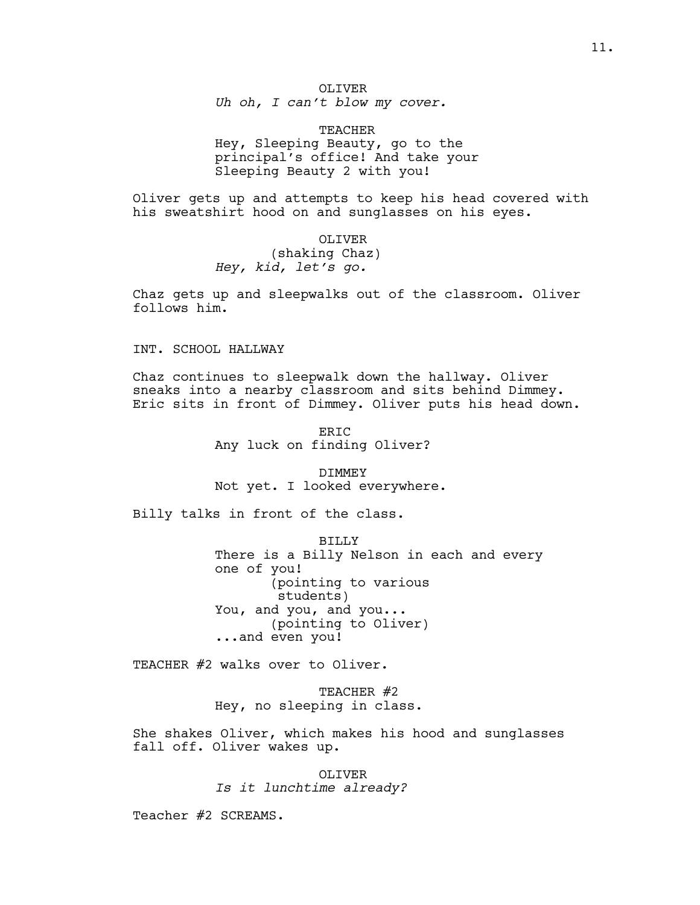OLIVER
*Uh oh, I can't blow my cover.*

TEACHER
Hey, Sleeping Beauty, go to the principal's office! And take your Sleeping Beauty 2 with you!

Oliver gets up and attempts to keep his head covered with his sweatshirt hood on and sunglasses on his eyes.

OLIVER
(shaking Chaz)
*Hey, kid, let's go.*

Chaz gets up and sleepwalks out of the classroom. Oliver follows him.

INT. SCHOOL HALLWAY

Chaz continues to sleepwalk down the hallway. Oliver sneaks into a nearby classroom and sits behind Dimmey. Eric sits in front of Dimmey. Oliver puts his head down.

ERIC
Any luck on finding Oliver?

DIMMEY
Not yet. I looked everywhere.

Billy talks in front of the class.

BILLY
There is a Billy Nelson in each and every one of you!
(pointing to various students)
You, and you, and you...
(pointing to Oliver)
...and even you!

TEACHER #2 walks over to Oliver.

TEACHER #2
Hey, no sleeping in class.

She shakes Oliver, which makes his hood and sunglasses fall off. Oliver wakes up.

OLIVER
*Is it lunchtime already?*

Teacher #2 SCREAMS.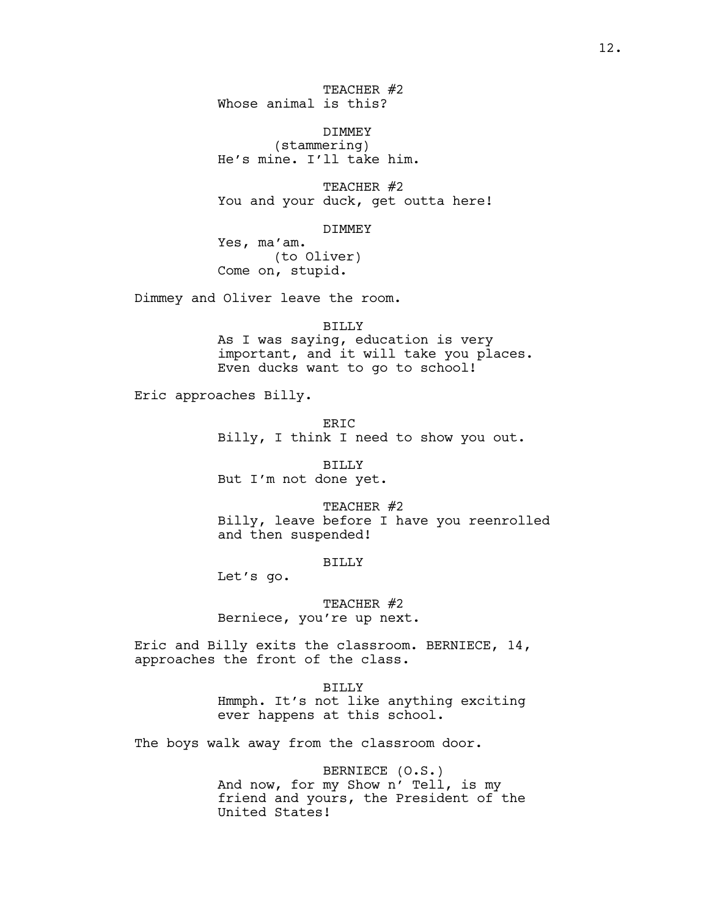TEACHER #2
Whose animal is this?

DIMMEY
(stammering)
He's mine. I'll take him.

TEACHER #2
You and your duck, get outta here!

DIMMEY
Yes, ma'am.
(to Oliver)
Come on, stupid.

Dimmey and Oliver leave the room.

BILLY
As I was saying, education is very important, and it will take you places. Even ducks want to go to school!

Eric approaches Billy.

ERIC
Billy, I think I need to show you out.

BILLY
But I'm not done yet.

TEACHER #2
Billy, leave before I have you reenrolled and then suspended!

BILLY
Let's go.

TEACHER #2
Berniece, you're up next.

Eric and Billy exits the classroom. BERNIECE, 14, approaches the front of the class.

BILLY
Hmmph. It's not like anything exciting ever happens at this school.

The boys walk away from the classroom door.

BERNIECE (O.S.)
And now, for my Show n' Tell, is my friend and yours, the President of the United States!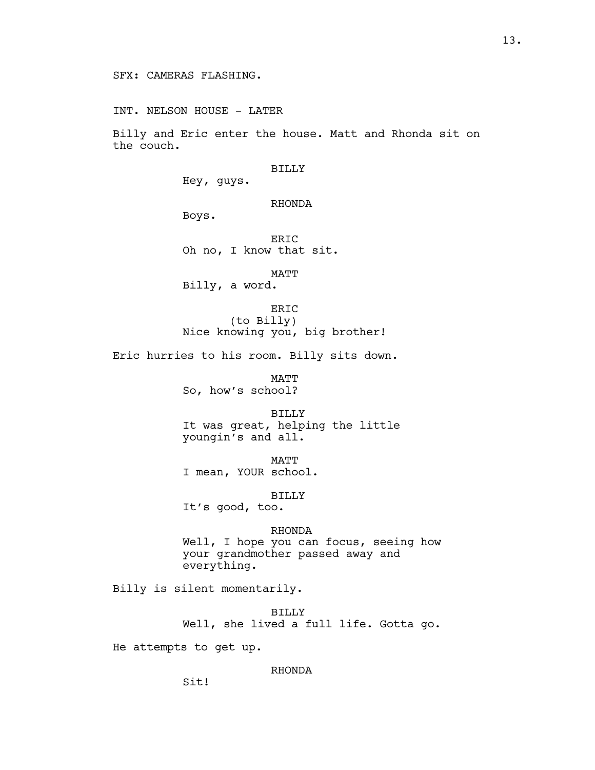SFX: CAMERAS FLASHING.

INT. NELSON HOUSE - LATER

Billy and Eric enter the house. Matt and Rhonda sit on the couch.

BILLY
Hey, guys.

RHONDA
Boys.

ERIC
Oh no, I know that sit.

MATT
Billy, a word.

ERIC
(to Billy)
Nice knowing you, big brother!

Eric hurries to his room. Billy sits down.

MATT
So, how's school?

BILLY
It was great, helping the little youngin's and all.

MATT
I mean, YOUR school.

BILLY
It's good, too.

RHONDA
Well, I hope you can focus, seeing how your grandmother passed away and everything.

Billy is silent momentarily.

BILLY
Well, she lived a full life. Gotta go.

He attempts to get up.

RHONDA
Sit!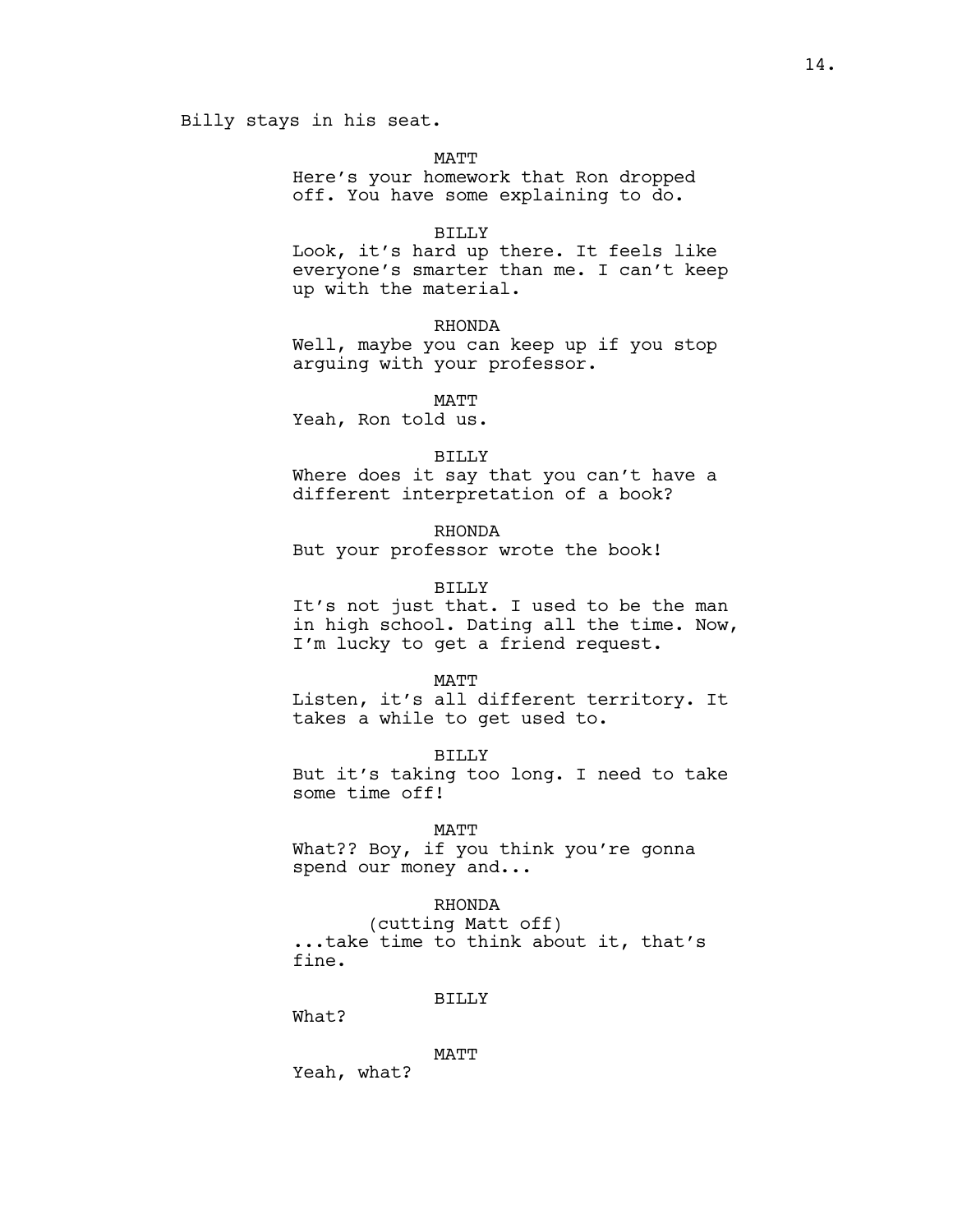Billy stays in his seat.

MATT

Here's your homework that Ron dropped off. You have some explaining to do.

BILLY

Look, it's hard up there. It feels like everyone's smarter than me. I can't keep up with the material.

RHONDA

Well, maybe you can keep up if you stop arguing with your professor.

MATT

Yeah, Ron told us.

BILLY

Where does it say that you can't have a different interpretation of a book?

RHONDA

But your professor wrote the book!

BILLY

It's not just that. I used to be the man in high school. Dating all the time. Now, I'm lucky to get a friend request.

MATT

Listen, it's all different territory. It takes a while to get used to.

BILLY

But it's taking too long. I need to take some time off!

MATT

What?? Boy, if you think you're gonna spend our money and...

RHONDA

(cutting Matt off)

...take time to think about it, that's fine.

BILLY

What?

MATT

Yeah, what?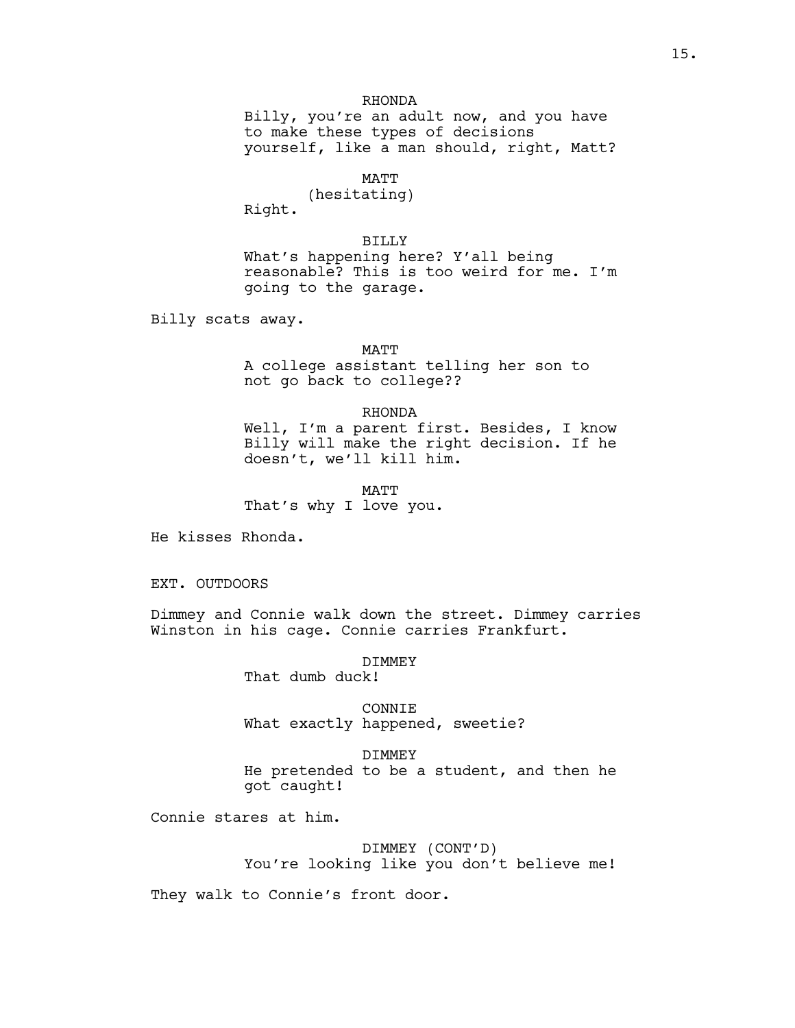RHONDA
Billy, you're an adult now, and you have to make these types of decisions yourself, like a man should, right, Matt?

MATT
(hesitating)
Right.

BILLY
What's happening here? Y'all being reasonable? This is too weird for me. I'm going to the garage.

Billy scats away.

MATT
A college assistant telling her son to not go back to college??

RHONDA
Well, I'm a parent first. Besides, I know Billy will make the right decision. If he doesn't, we'll kill him.

MATT
That's why I love you.

He kisses Rhonda.

EXT. OUTDOORS

Dimmey and Connie walk down the street. Dimmey carries Winston in his cage. Connie carries Frankfurt.

DIMMEY
That dumb duck!

CONNIE
What exactly happened, sweetie?

DIMMEY
He pretended to be a student, and then he got caught!

Connie stares at him.

DIMMEY (CONT'D)
You're looking like you don't believe me!

They walk to Connie's front door.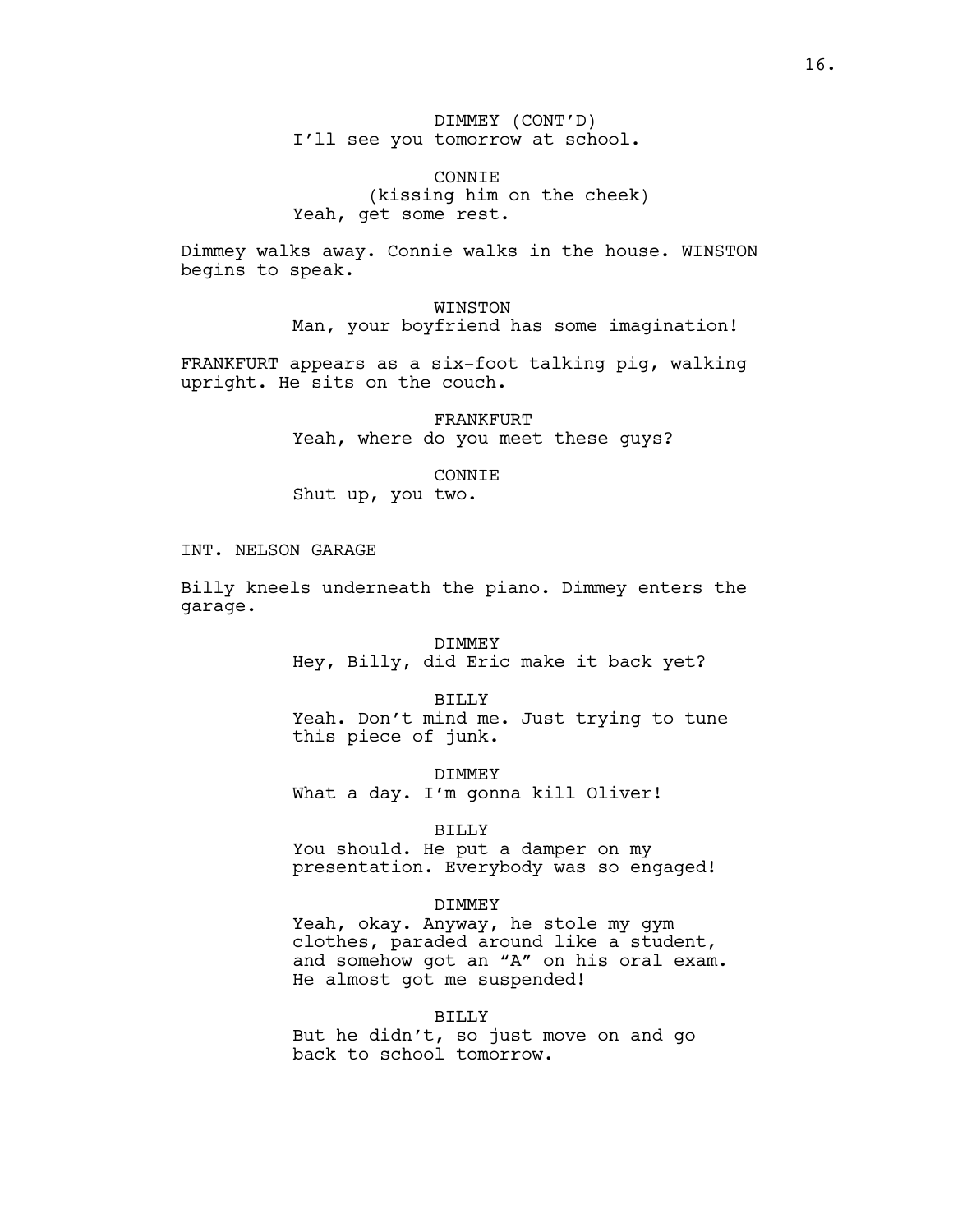DIMMEY (CONT'D)
I'll see you tomorrow at school.

CONNIE
(kissing him on the cheek)
Yeah, get some rest.

Dimmey walks away. Connie walks in the house. WINSTON begins to speak.

WINSTON
Man, your boyfriend has some imagination!

FRANKFURT appears as a six-foot talking pig, walking upright. He sits on the couch.

FRANKFURT
Yeah, where do you meet these guys?

CONNIE
Shut up, you two.

INT. NELSON GARAGE

Billy kneels underneath the piano. Dimmey enters the garage.

DIMMEY
Hey, Billy, did Eric make it back yet?

BILLY
Yeah. Don't mind me. Just trying to tune this piece of junk.

DIMMEY
What a day. I'm gonna kill Oliver!

BILLY
You should. He put a damper on my presentation. Everybody was so engaged!

DIMMEY
Yeah, okay. Anyway, he stole my gym clothes, paraded around like a student, and somehow got an "A" on his oral exam. He almost got me suspended!

BILLY
But he didn't, so just move on and go back to school tomorrow.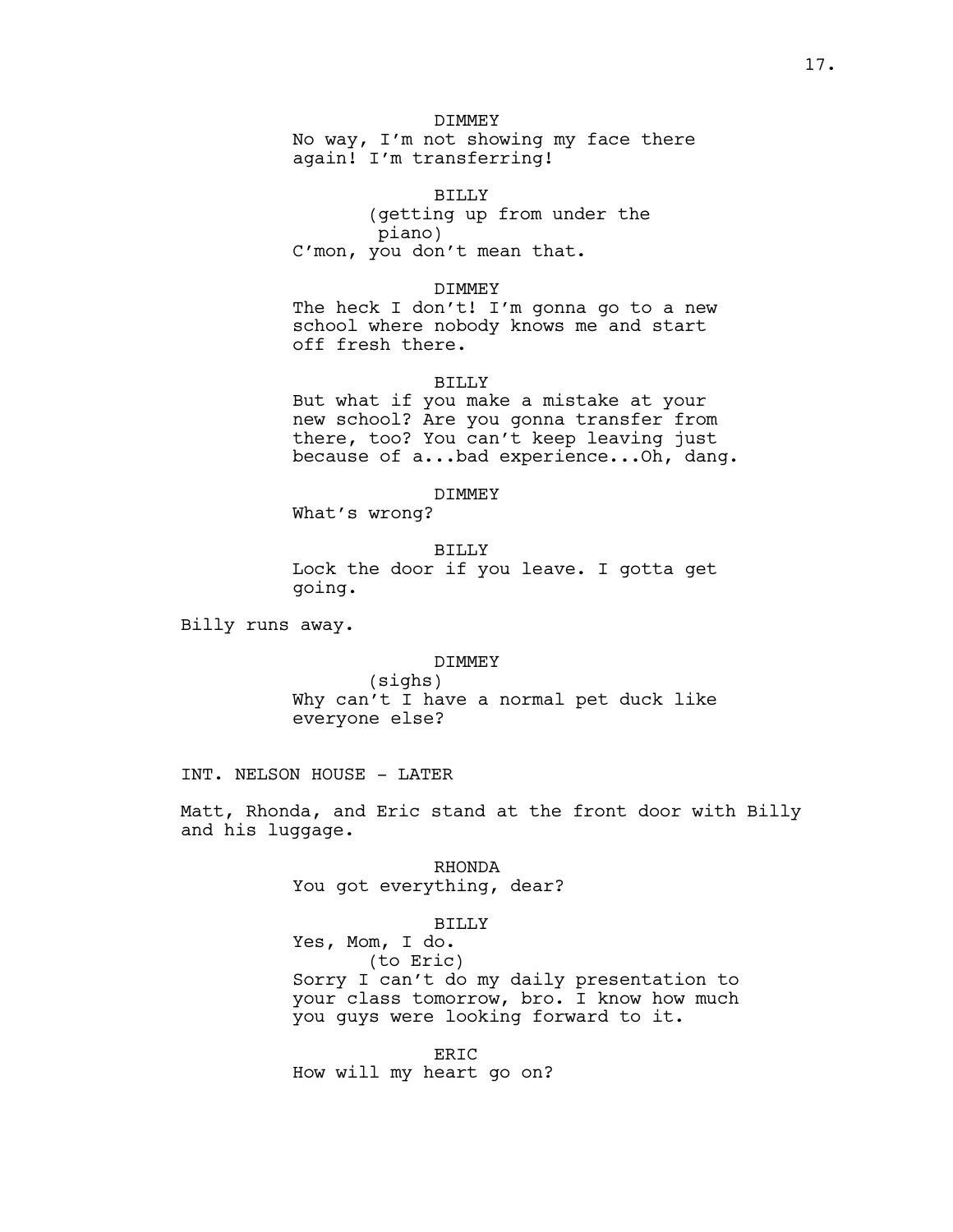DIMMEY
No way, I'm not showing my face there again! I'm transferring!

BILLY
(getting up from under the piano)
C'mon, you don't mean that.

DIMMEY
The heck I don't! I'm gonna go to a new school where nobody knows me and start off fresh there.

BILLY
But what if you make a mistake at your new school? Are you gonna transfer from there, too? You can't keep leaving just because of a...bad experience...Oh, dang.

DIMMEY
What's wrong?

BILLY
Lock the door if you leave. I gotta get going.

Billy runs away.

DIMMEY
(sighs)
Why can't I have a normal pet duck like everyone else?

INT. NELSON HOUSE - LATER

Matt, Rhonda, and Eric stand at the front door with Billy and his luggage.

RHONDA
You got everything, dear?

BILLY
Yes, Mom, I do.
(to Eric)
Sorry I can't do my daily presentation to your class tomorrow, bro. I know how much you guys were looking forward to it.

ERIC
How will my heart go on?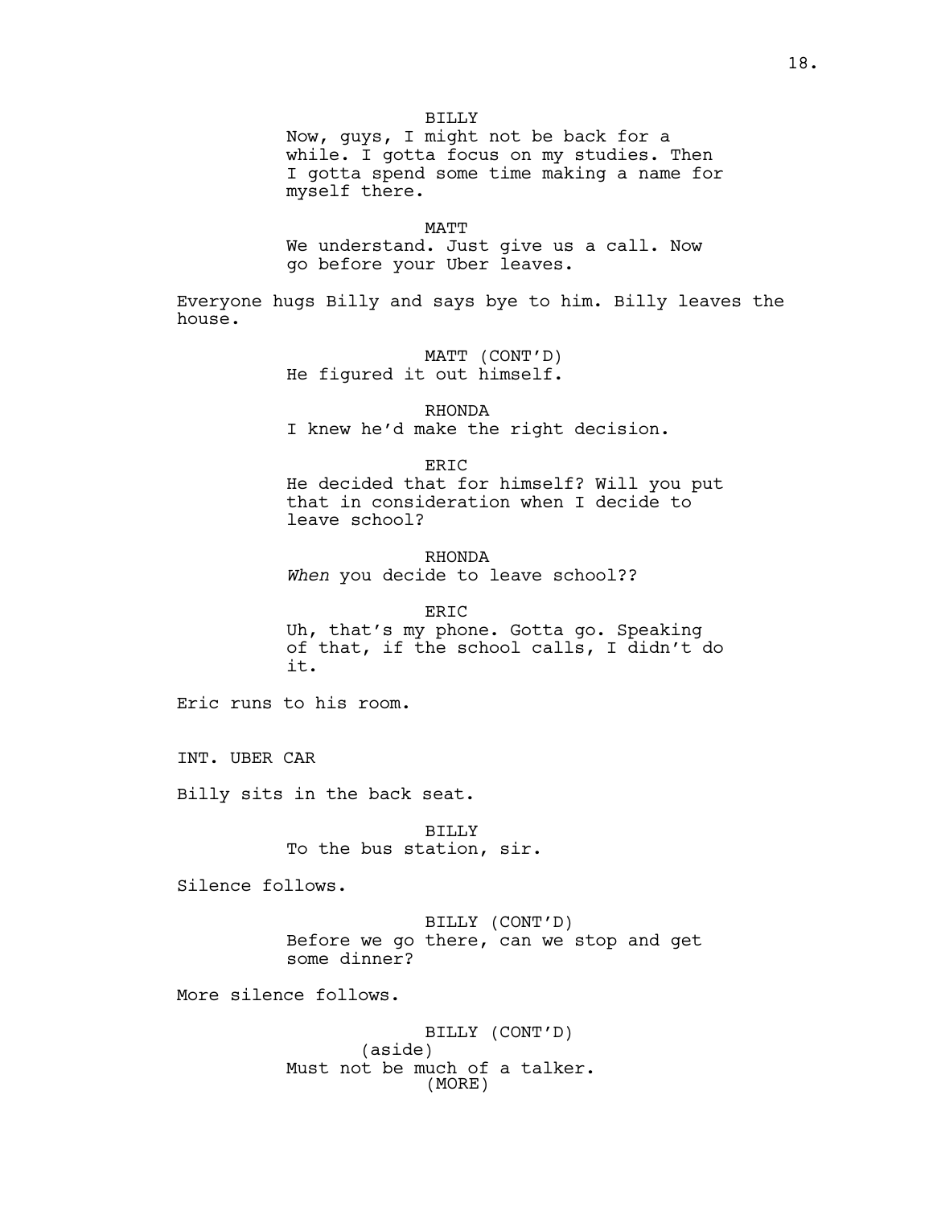BILLY

Now, guys, I might not be back for a while. I gotta focus on my studies. Then I gotta spend some time making a name for myself there.

MATT

We understand. Just give us a call. Now go before your Uber leaves.

Everyone hugs Billy and says bye to him. Billy leaves the house.

MATT (CONT'D)

He figured it out himself.

RHONDA

I knew he'd make the right decision.

ERIC

He decided that for himself? Will you put that in consideration when I decide to leave school?

RHONDA

*When* you decide to leave school??

ERIC

Uh, that's my phone. Gotta go. Speaking of that, if the school calls, I didn't do it.

Eric runs to his room.

INT. UBER CAR

Billy sits in the back seat.

BILLY

To the bus station, sir.

Silence follows.

BILLY (CONT'D)

Before we go there, can we stop and get some dinner?

More silence follows.

BILLY (CONT'D)

(aside)

Must not be much of a talker.

(MORE)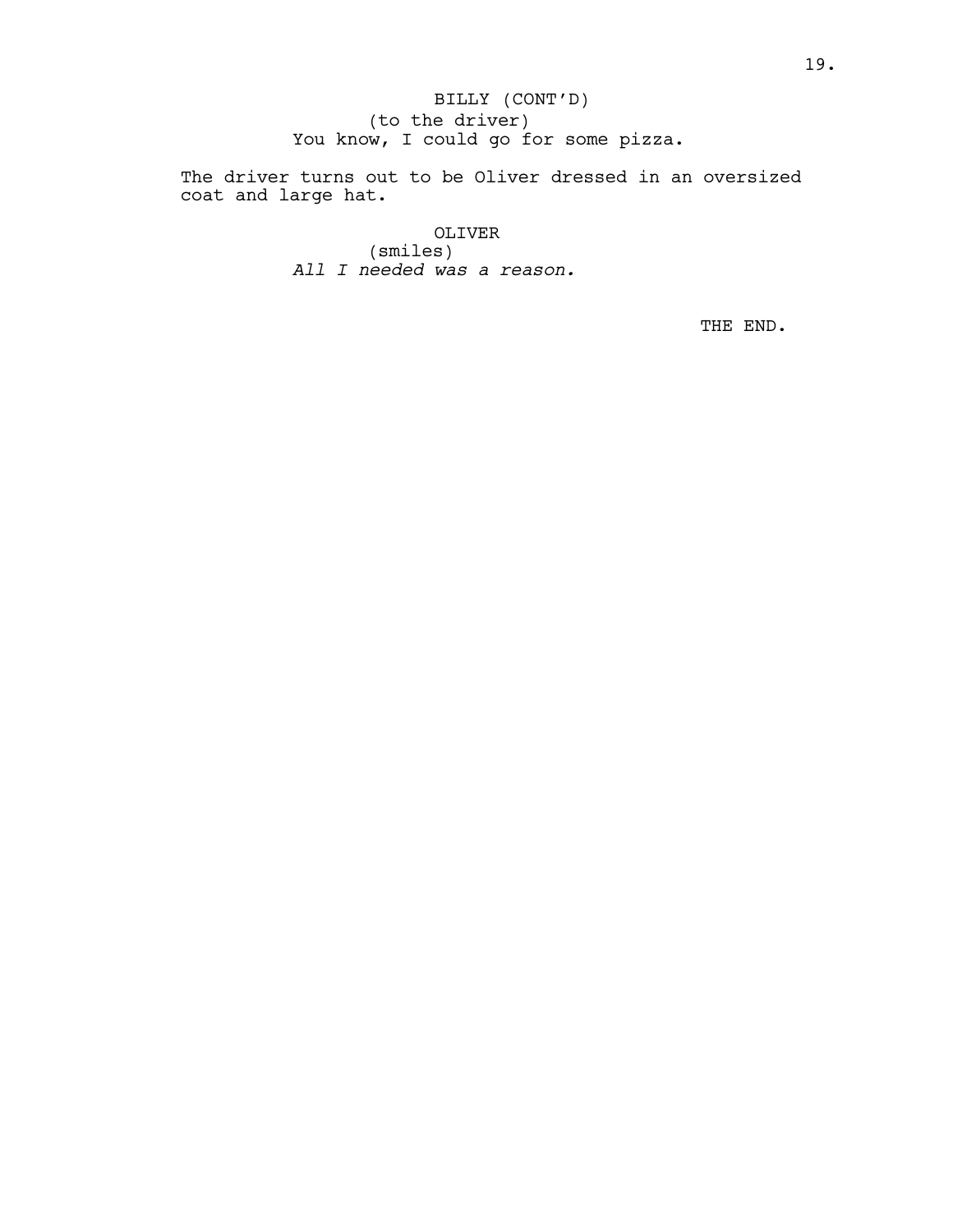BILLY (CONT'D)
(to the driver)
You know, I could go for some pizza.

The driver turns out to be Oliver dressed in an oversized coat and large hat.

OLIVER
(smiles)
*All I needed was a reason.*

THE END.